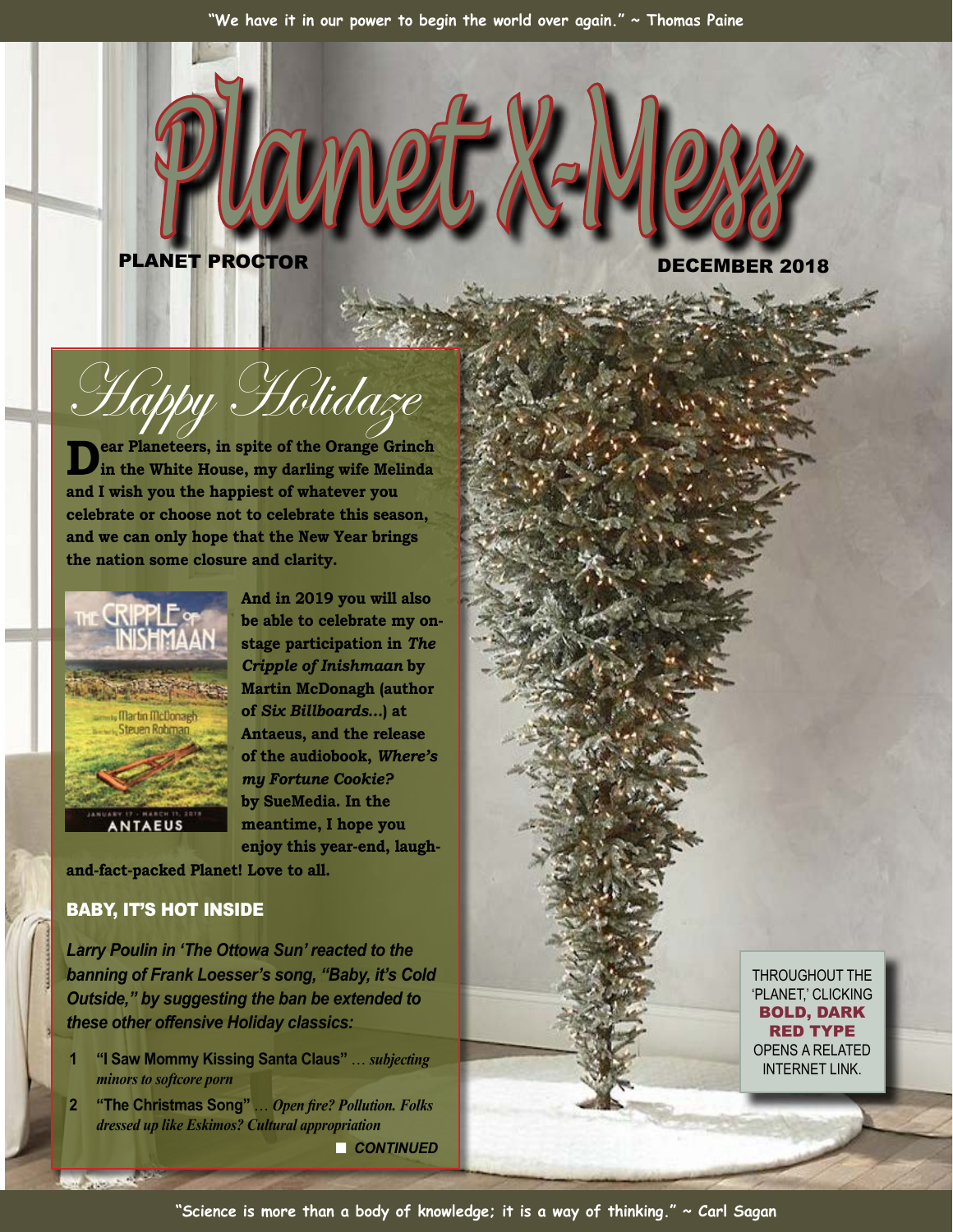"We have it in our power to begin the world over again." ~ Thomas Paine

# Planet X-Mess

PLANET PROCTOR

DECEMBER 2018

## Happy Holidaze

**Dear Planeteers, in spite of the Orange Grinch in the White House, my darling wife Melinda and I wish you the happiest of whatever you celebrate or choose not to celebrate this season, and we can only hope that the New Year brings the nation some closure and clarity.**

**And in 2019 you will also be able to celebrate my on-stage participation in *The Cripple of Inishmaan* by Martin McDonagh (author of *Six Billboards...*) at Antaeus, and the release of the audiobook, *Where's my Fortune Cookie?* by SueMedia. In the meantime, I hope you enjoy this year-end, laugh-and-fact-packed Planet! Love to all.**

### BABY, IT'S HOT INSIDE

***Larry Poulin in 'The Ottowa Sun' reacted to the banning of Frank Loesser's song, "Baby, it's Cold Outside," by suggesting the ban be extended to these other offensive Holiday classics:***

1. **"I Saw Mommy Kissing Santa Claus"** … *subjecting minors to softcore porn*
2. **"The Christmas Song"** … *Open fire? Pollution. Folks dressed up like Eskimos? Cultural appropriation*

***CONTINUED***

THROUGHOUT THE 'PLANET,' CLICKING **BOLD, DARK RED TYPE** OPENS A RELATED INTERNET LINK.

"Science is more than a body of knowledge; it is a way of thinking." ~ Carl Sagan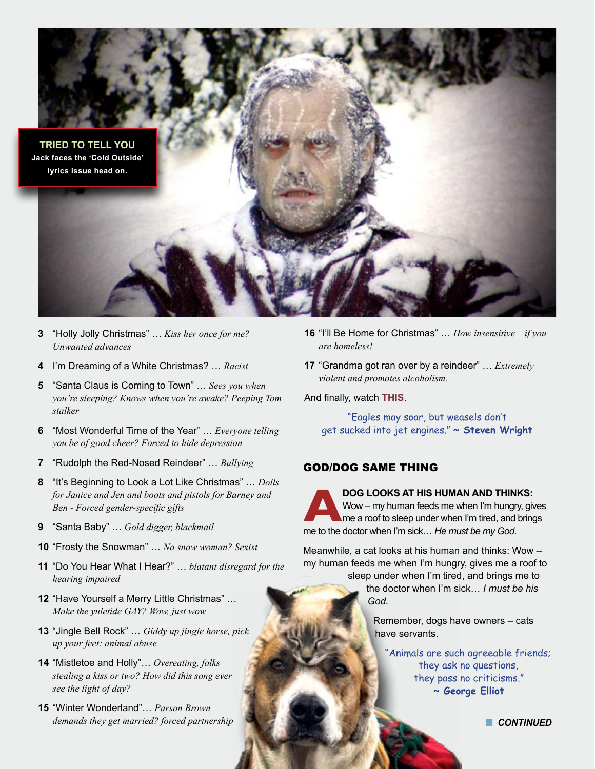**TRIED TO TELL YOU**
Jack faces the 'Cold Outside' lyrics issue head on.

3 "Holly Jolly Christmas" … *Kiss her once for me? Unwanted advances*

4 I'm Dreaming of a White Christmas? … *Racist*

5 "Santa Claus is Coming to Town" … *Sees you when you're sleeping? Knows when you're awake? Peeping Tom stalker*

6 "Most Wonderful Time of the Year" … *Everyone telling you be of good cheer? Forced to hide depression*

7 "Rudolph the Red-Nosed Reindeer" … *Bullying*

8 "It's Beginning to Look a Lot Like Christmas" … *Dolls for Janice and Jen and boots and pistols for Barney and Ben - Forced gender-specific gifts*

9 "Santa Baby" … *Gold digger, blackmail*

10 "Frosty the Snowman" … *No snow woman? Sexist*

11 "Do You Hear What I Hear?" … *blatant disregard for the hearing impaired*

12 "Have Yourself a Merry Little Christmas" … *Make the yuletide GAY? Wow, just wow*

13 "Jingle Bell Rock" … *Giddy up jingle horse, pick up your feet: animal abuse*

14 "Mistletoe and Holly"… *Overeating, folks stealing a kiss or two? How did this song ever see the light of day?*

15 "Winter Wonderland"… *Parson Brown demands they get married? forced partnership*

16 "I'll Be Home for Christmas" … *How insensitive – if you are homeless!*

17 "Grandma got ran over by a reindeer" … *Extremely violent and promotes alcoholism.*

And finally, watch **THIS**.

"Eagles may soar, but weasels don't get sucked into jet engines." ~ **Steven Wright**

## GOD/DOG SAME THING

**A DOG LOOKS AT HIS HUMAN AND THINKS:** Wow – my human feeds me when I'm hungry, gives me a roof to sleep under when I'm tired, and brings me to the doctor when I'm sick… *He must be my God.*

Meanwhile, a cat looks at his human and thinks: Wow – my human feeds me when I'm hungry, gives me a roof to sleep under when I'm tired, and brings me to the doctor when I'm sick… *I must be his God.*

Remember, dogs have owners – cats have servants.

"Animals are such agreeable friends; they ask no questions, they pass no criticisms." **~ George Elliot**

***CONTINUED***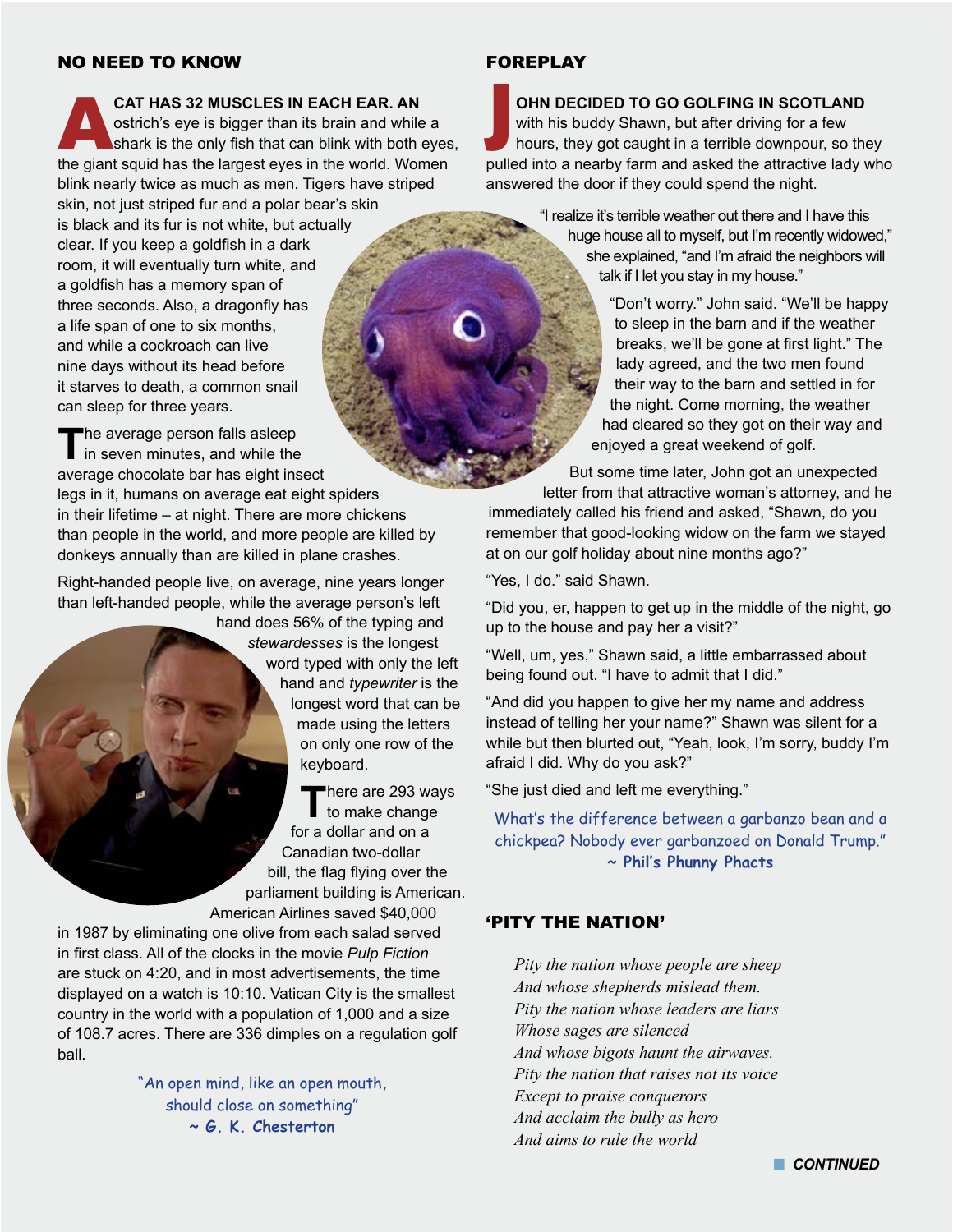## NO NEED TO KNOW

A CAT HAS 32 MUSCLES IN EACH EAR. AN ostrich's eye is bigger than its brain and while a shark is the only fish that can blink with both eyes, the giant squid has the largest eyes in the world. Women blink nearly twice as much as men. Tigers have striped skin, not just striped fur and a polar bear's skin is black and its fur is not white, but actually clear. If you keep a goldfish in a dark room, it will eventually turn white, and a goldfish has a memory span of three seconds. Also, a dragonfly has a life span of one to six months, and while a cockroach can live nine days without its head before it starves to death, a common snail can sleep for three years.

The average person falls asleep in seven minutes, and while the average chocolate bar has eight insect legs in it, humans on average eat eight spiders in their lifetime – at night. There are more chickens than people in the world, and more people are killed by donkeys annually than are killed in plane crashes.

Right-handed people live, on average, nine years longer than left-handed people, while the average person's left hand does 56% of the typing and *stewardesses* is the longest word typed with only the left hand and *typewriter* is the longest word that can be made using the letters on only one row of the keyboard.

There are 293 ways to make change for a dollar and on a Canadian two-dollar bill, the flag flying over the parliament building is American. American Airlines saved $40,000 in 1987 by eliminating one olive from each salad served in first class. All of the clocks in the movie *Pulp Fiction* are stuck on 4:20, and in most advertisements, the time displayed on a watch is 10:10. Vatican City is the smallest country in the world with a population of 1,000 and a size of 108.7 acres. There are 336 dimples on a regulation golf ball.

"An open mind, like an open mouth, should close on something"
**~ G. K. Chesterton**

## FOREPLAY

JOHN DECIDED TO GO GOLFING IN SCOTLAND with his buddy Shawn, but after driving for a few hours, they got caught in a terrible downpour, so they pulled into a nearby farm and asked the attractive lady who answered the door if they could spend the night.

"I realize it's terrible weather out there and I have this huge house all to myself, but I'm recently widowed," she explained, "and I'm afraid the neighbors will talk if I let you stay in my house."

"Don't worry." John said. "We'll be happy to sleep in the barn and if the weather breaks, we'll be gone at first light." The lady agreed, and the two men found their way to the barn and settled in for the night. Come morning, the weather had cleared so they got on their way and enjoyed a great weekend of golf.

But some time later, John got an unexpected letter from that attractive woman's attorney, and he immediately called his friend and asked, "Shawn, do you remember that good-looking widow on the farm we stayed at on our golf holiday about nine months ago?"

"Yes, I do." said Shawn.

"Did you, er, happen to get up in the middle of the night, go up to the house and pay her a visit?"

"Well, um, yes." Shawn said, a little embarrassed about being found out. "I have to admit that I did."

"And did you happen to give her my name and address instead of telling her your name?" Shawn was silent for a while but then blurted out, "Yeah, look, I'm sorry, buddy I'm afraid I did. Why do you ask?"

"She just died and left me everything."

What's the difference between a garbanzo bean and a chickpea? Nobody ever garbanzoed on Donald Trump."
**~ Phil's Phunny Phacts**

## 'PITY THE NATION'

*Pity the nation whose people are sheep*
*And whose shepherds mislead them.*
*Pity the nation whose leaders are liars*
*Whose sages are silenced*
*And whose bigots haunt the airwaves.*
*Pity the nation that raises not its voice*
*Except to praise conquerors*
*And acclaim the bully as hero*
*And aims to rule the world*

**CONTINUED**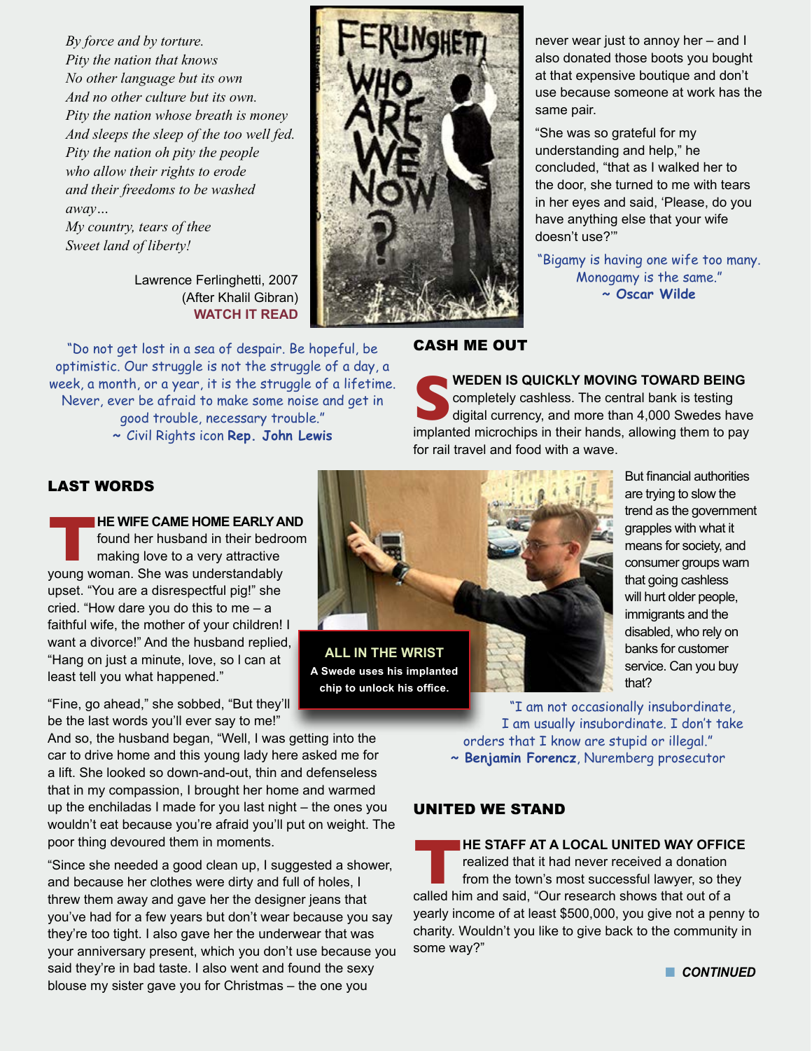*By force and by torture.*
*Pity the nation that knows*
*No other language but its own*
*And no other culture but its own.*
*Pity the nation whose breath is money*
*And sleeps the sleep of the too well fed.*
*Pity the nation oh pity the people*
*who allow their rights to erode*
*and their freedoms to be washed*
*away…*
*My country, tears of thee*
*Sweet land of liberty!*

Lawrence Ferlinghetti, 2007
(After Khalil Gibran)
**WATCH IT READ**

"Do not get lost in a sea of despair. Be hopeful, be optimistic. Our struggle is not the struggle of a day, a week, a month, or a year, it is the struggle of a lifetime. Never, ever be afraid to make some noise and get in good trouble, necessary trouble."
~ Civil Rights icon **Rep. John Lewis**

## LAST WORDS

**THE WIFE CAME HOME EARLY AND** found her husband in their bedroom making love to a very attractive young woman. She was understandably upset. "You are a disrespectful pig!" she cried. "How dare you do this to me – a faithful wife, the mother of your children! I want a divorce!" And the husband replied, "Hang on just a minute, love, so I can at least tell you what happened."

"Fine, go ahead," she sobbed, "But they'll be the last words you'll ever say to me!"

And so, the husband began, "Well, I was getting into the car to drive home and this young lady here asked me for a lift. She looked so down-and-out, thin and defenseless that in my compassion, I brought her home and warmed up the enchiladas I made for you last night – the ones you wouldn't eat because you're afraid you'll put on weight. The poor thing devoured them in moments.

"Since she needed a good clean up, I suggested a shower, and because her clothes were dirty and full of holes, I threw them away and gave her the designer jeans that you've had for a few years but don't wear because you say they're too tight. I also gave her the underwear that was your anniversary present, which you don't use because you said they're in bad taste. I also went and found the sexy blouse my sister gave you for Christmas – the one you never wear just to annoy her – and I also donated those boots you bought at that expensive boutique and don't use because someone at work has the same pair.

"She was so grateful for my understanding and help," he concluded, "that as I walked her to the door, she turned to me with tears in her eyes and said, 'Please, do you have anything else that your wife doesn't use?'"

"Bigamy is having one wife too many. Monogamy is the same."
~ **Oscar Wilde**

## CASH ME OUT

**SWEDEN IS QUICKLY MOVING TOWARD BEING** completely cashless. The central bank is testing digital currency, and more than 4,000 Swedes have implanted microchips in their hands, allowing them to pay for rail travel and food with a wave.

**ALL IN THE WRIST**
A Swede uses his implanted chip to unlock his office.

But financial authorities are trying to slow the trend as the government grapples with what it means for society, and consumer groups warn that going cashless will hurt older people, immigrants and the disabled, who rely on banks for customer service. Can you buy that?

"I am not occasionally insubordinate, I am usually insubordinate. I don't take orders that I know are stupid or illegal."
~ **Benjamin Forencz**, Nuremberg prosecutor

## UNITED WE STAND

**THE STAFF AT A LOCAL UNITED WAY OFFICE** realized that it had never received a donation from the town's most successful lawyer, so they called him and said, "Our research shows that out of a yearly income of at least $500,000, you give not a penny to charity. Wouldn't you like to give back to the community in some way?"

***CONTINUED***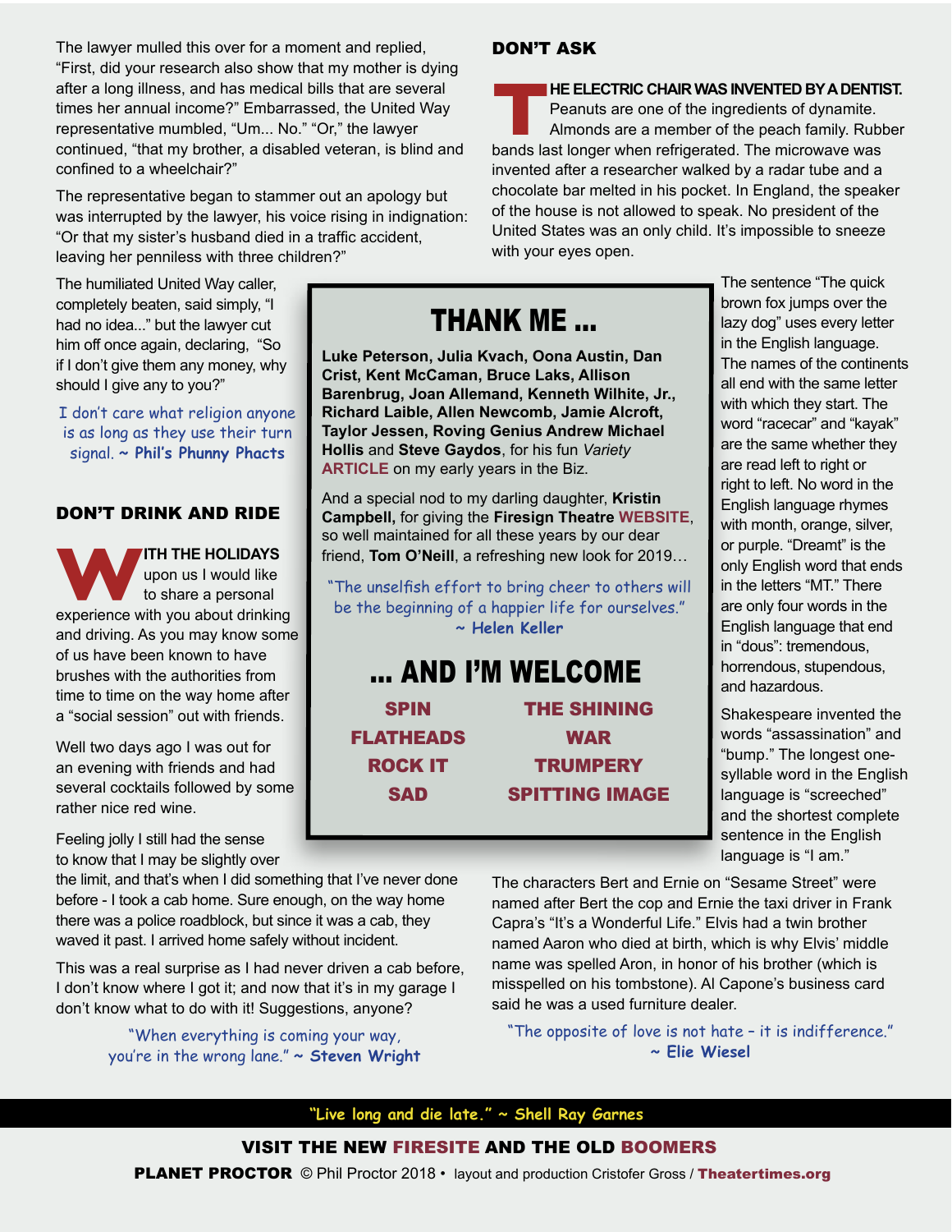The lawyer mulled this over for a moment and replied, "First, did your research also show that my mother is dying after a long illness, and has medical bills that are several times her annual income?" Embarrassed, the United Way representative mumbled, "Um... No." "Or," the lawyer continued, "that my brother, a disabled veteran, is blind and confined to a wheelchair?"

The representative began to stammer out an apology but was interrupted by the lawyer, his voice rising in indignation: "Or that my sister's husband died in a traffic accident, leaving her penniless with three children?"

The humiliated United Way caller, completely beaten, said simply, "I had no idea..." but the lawyer cut him off once again, declaring, "So if I don't give them any money, why should I give any to you?"

"I don't care what religion anyone is as long as they use their turn signal. ~ **Phil's Phunny Phacts**

## DON'T DRINK AND RIDE

**WITH THE HOLIDAYS** upon us I would like to share a personal experience with you about drinking and driving. As you may know some of us have been known to have brushes with the authorities from time to time on the way home after a "social session" out with friends.

Well two days ago I was out for an evening with friends and had several cocktails followed by some rather nice red wine.

Feeling jolly I still had the sense to know that I may be slightly over the limit, and that's when I did something that I've never done before - I took a cab home. Sure enough, on the way home there was a police roadblock, but since it was a cab, they waved it past. I arrived home safely without incident.

This was a real surprise as I had never driven a cab before, I don't know where I got it; and now that it's in my garage I don't know what to do with it! Suggestions, anyone?

"When everything is coming your way, you're in the wrong lane." ~ **Steven Wright**

## THANK ME ...

**Luke Peterson, Julia Kvach, Oona Austin, Dan Crist, Kent McCaman, Bruce Laks, Allison Barenbrug, Joan Allemand, Kenneth Wilhite, Jr., Richard Laible, Allen Newcomb, Jamie Alcroft, Taylor Jessen, Roving Genius Andrew Michael Hollis** and **Steve Gaydos**, for his fun *Variety* **ARTICLE** on my early years in the Biz.

And a special nod to my darling daughter, **Kristin Campbell,** for giving the **Firesign Theatre WEBSITE**, so well maintained for all these years by our dear friend, **Tom O'Neill**, a refreshing new look for 2019…

"The unselfish effort to bring cheer to others will be the beginning of a happier life for ourselves." ~ **Helen Keller**

## ... AND I'M WELCOME

**SPIN**
**FLATHEADS**
**ROCK IT**
**SAD**
**THE SHINING**
**WAR**
**TRUMPERY**
**SPITTING IMAGE**

## DON'T ASK

**THE ELECTRIC CHAIR WAS INVENTED BY A DENTIST.** Peanuts are one of the ingredients of dynamite. Almonds are a member of the peach family. Rubber bands last longer when refrigerated. The microwave was invented after a researcher walked by a radar tube and a chocolate bar melted in his pocket. In England, the speaker of the house is not allowed to speak. No president of the United States was an only child. It's impossible to sneeze with your eyes open.

The sentence "The quick brown fox jumps over the lazy dog" uses every letter in the English language. The names of the continents all end with the same letter with which they start. The word "racecar" and "kayak" are the same whether they are read left to right or right to left. No word in the English language rhymes with month, orange, silver, or purple. "Dreamt" is the only English word that ends in the letters "MT." There are only four words in the English language that end in "dous": tremendous, horrendous, stupendous, and hazardous.

Shakespeare invented the words "assassination" and "bump." The longest one-syllable word in the English language is "screeched" and the shortest complete sentence in the English language is "I am."

The characters Bert and Ernie on "Sesame Street" were named after Bert the cop and Ernie the taxi driver in Frank Capra's "It's a Wonderful Life." Elvis had a twin brother named Aaron who died at birth, which is why Elvis' middle name was spelled Aron, in honor of his brother (which is misspelled on his tombstone). Al Capone's business card said he was a used furniture dealer.

"The opposite of love is not hate – it is indifference." ~ **Elie Wiesel**

"Live long and die late." ~ Shell Ray Garnes

**VISIT THE NEW FIRESITE AND THE OLD BOOMERS**

**PLANET PROCTOR** © Phil Proctor 2018 • layout and production Cristofer Gross / **Theatertimes.org**